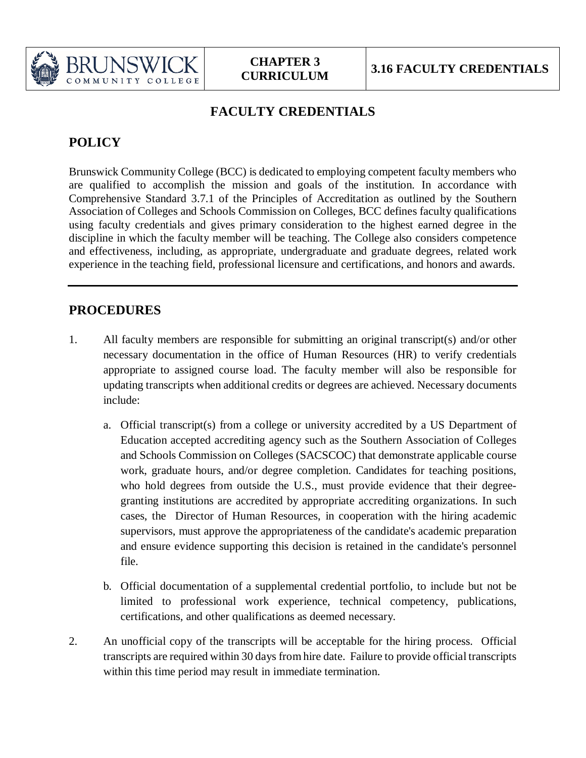# FACULTY CREDENTIALS

## POLICY

Brunswick Community College (BCC) is dedicated to employing competent faculty members who are qualified to accomplish the mission and goals of the institution. In accordance with Comprehensive Standard 3.7.1 of the Principles of Accreditation as outlined by the Southern Association of Colleges and Schools Commission on Colleges, BCC defines faculty qualifications using faculty credentials and gives primary consideration to the highest earned degree in the discipline in which the faculty member will be teaching. The College also considers competence and effectiveness, including, as appropriate, undergraduate and graduate degrees, related work experience in the teaching field, professional licensure and certifications, and honors and awards.

---

## PROCEDURES

1. All faculty members are responsible for submitting an original transcript(s) and/or other necessary documentation in the office of Human Resources (HR) to verify credentials appropriate to assigned course load. The faculty member will also be responsible for updating transcripts when additional credits or degrees are achieved. Necessary documents include:

   a. Official transcript(s) from a college or university accredited by a US Department of Education accepted accrediting agency such as the Southern Association of Colleges and Schools Commission on Colleges (SACSCOC) that demonstrate applicable course work, graduate hours, and/or degree completion. Candidates for teaching positions, who hold degrees from outside the U.S., must provide evidence that their degree-granting institutions are accredited by appropriate accrediting organizations. In such cases, the Director of Human Resources, in cooperation with the hiring academic supervisors, must approve the appropriateness of the candidate's academic preparation and ensure evidence supporting this decision is retained in the candidate's personnel file.

   b. Official documentation of a supplemental credential portfolio, to include but not be limited to professional work experience, technical competency, publications, certifications, and other qualifications as deemed necessary.

2. An unofficial copy of the transcripts will be acceptable for the hiring process. Official transcripts are required within 30 days from hire date. Failure to provide official transcripts within this time period may result in immediate termination.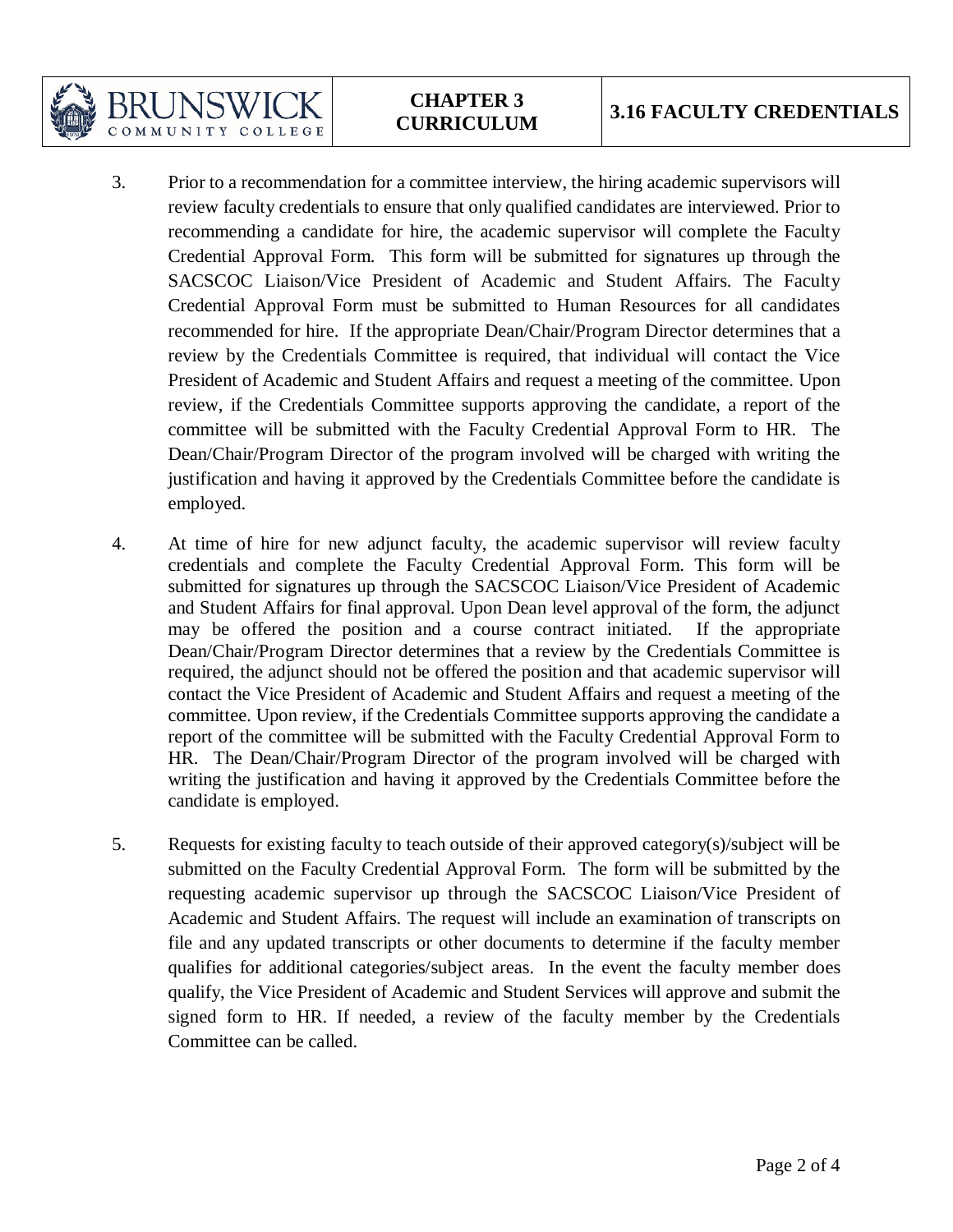3. Prior to a recommendation for a committee interview, the hiring academic supervisors will review faculty credentials to ensure that only qualified candidates are interviewed. Prior to recommending a candidate for hire, the academic supervisor will complete the Faculty Credential Approval Form. This form will be submitted for signatures up through the SACSCOC Liaison/Vice President of Academic and Student Affairs. The Faculty Credential Approval Form must be submitted to Human Resources for all candidates recommended for hire. If the appropriate Dean/Chair/Program Director determines that a review by the Credentials Committee is required, that individual will contact the Vice President of Academic and Student Affairs and request a meeting of the committee. Upon review, if the Credentials Committee supports approving the candidate, a report of the committee will be submitted with the Faculty Credential Approval Form to HR. The Dean/Chair/Program Director of the program involved will be charged with writing the justification and having it approved by the Credentials Committee before the candidate is employed.

4. At time of hire for new adjunct faculty, the academic supervisor will review faculty credentials and complete the Faculty Credential Approval Form. This form will be submitted for signatures up through the SACSCOC Liaison/Vice President of Academic and Student Affairs for final approval. Upon Dean level approval of the form, the adjunct may be offered the position and a course contract initiated. If the appropriate Dean/Chair/Program Director determines that a review by the Credentials Committee is required, the adjunct should not be offered the position and that academic supervisor will contact the Vice President of Academic and Student Affairs and request a meeting of the committee. Upon review, if the Credentials Committee supports approving the candidate a report of the committee will be submitted with the Faculty Credential Approval Form to HR. The Dean/Chair/Program Director of the program involved will be charged with writing the justification and having it approved by the Credentials Committee before the candidate is employed.

5. Requests for existing faculty to teach outside of their approved category(s)/subject will be submitted on the Faculty Credential Approval Form. The form will be submitted by the requesting academic supervisor up through the SACSCOC Liaison/Vice President of Academic and Student Affairs. The request will include an examination of transcripts on file and any updated transcripts or other documents to determine if the faculty member qualifies for additional categories/subject areas. In the event the faculty member does qualify, the Vice President of Academic and Student Services will approve and submit the signed form to HR. If needed, a review of the faculty member by the Credentials Committee can be called.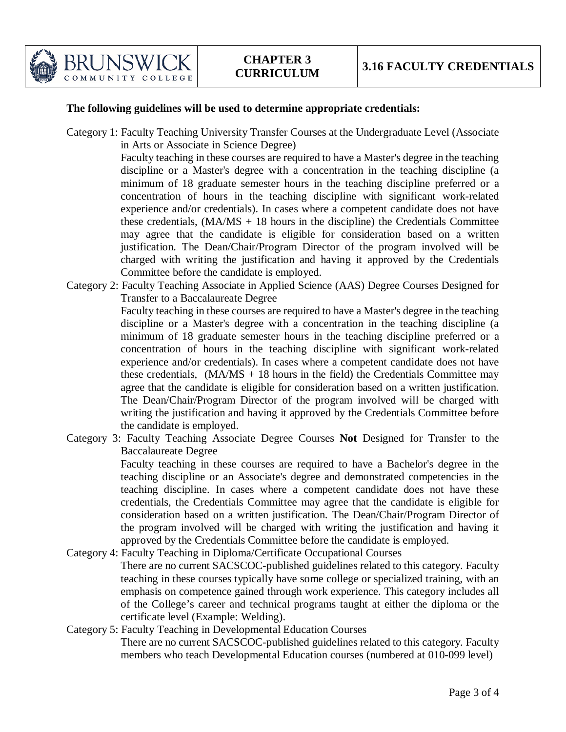**The following guidelines will be used to determine appropriate credentials:**

Category 1: Faculty Teaching University Transfer Courses at the Undergraduate Level (Associate in Arts or Associate in Science Degree)

Faculty teaching in these courses are required to have a Master's degree in the teaching discipline or a Master's degree with a concentration in the teaching discipline (a minimum of 18 graduate semester hours in the teaching discipline preferred or a concentration of hours in the teaching discipline with significant work-related experience and/or credentials). In cases where a competent candidate does not have these credentials, (MA/MS + 18 hours in the discipline) the Credentials Committee may agree that the candidate is eligible for consideration based on a written justification. The Dean/Chair/Program Director of the program involved will be charged with writing the justification and having it approved by the Credentials Committee before the candidate is employed.

Category 2: Faculty Teaching Associate in Applied Science (AAS) Degree Courses Designed for Transfer to a Baccalaureate Degree

Faculty teaching in these courses are required to have a Master's degree in the teaching discipline or a Master's degree with a concentration in the teaching discipline (a minimum of 18 graduate semester hours in the teaching discipline preferred or a concentration of hours in the teaching discipline with significant work-related experience and/or credentials). In cases where a competent candidate does not have these credentials, (MA/MS + 18 hours in the field) the Credentials Committee may agree that the candidate is eligible for consideration based on a written justification. The Dean/Chair/Program Director of the program involved will be charged with writing the justification and having it approved by the Credentials Committee before the candidate is employed.

Category 3: Faculty Teaching Associate Degree Courses **Not** Designed for Transfer to the Baccalaureate Degree

Faculty teaching in these courses are required to have a Bachelor's degree in the teaching discipline or an Associate's degree and demonstrated competencies in the teaching discipline. In cases where a competent candidate does not have these credentials, the Credentials Committee may agree that the candidate is eligible for consideration based on a written justification. The Dean/Chair/Program Director of the program involved will be charged with writing the justification and having it approved by the Credentials Committee before the candidate is employed.

Category 4: Faculty Teaching in Diploma/Certificate Occupational Courses

There are no current SACSCOC-published guidelines related to this category. Faculty teaching in these courses typically have some college or specialized training, with an emphasis on competence gained through work experience. This category includes all of the College's career and technical programs taught at either the diploma or the certificate level (Example: Welding).

Category 5: Faculty Teaching in Developmental Education Courses

There are no current SACSCOC-published guidelines related to this category. Faculty members who teach Developmental Education courses (numbered at 010-099 level)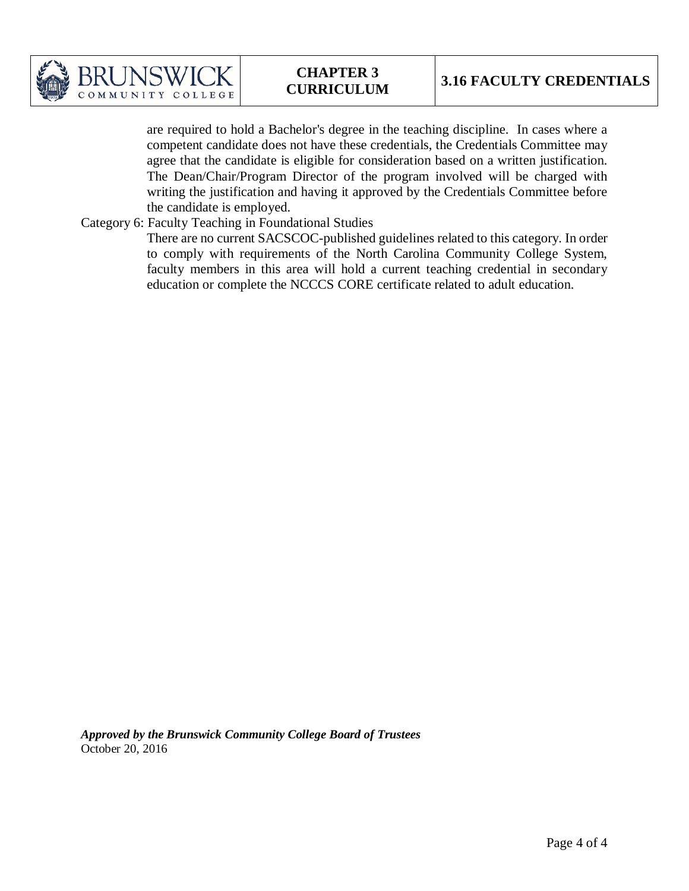are required to hold a Bachelor's degree in the teaching discipline. In cases where a competent candidate does not have these credentials, the Credentials Committee may agree that the candidate is eligible for consideration based on a written justification. The Dean/Chair/Program Director of the program involved will be charged with writing the justification and having it approved by the Credentials Committee before the candidate is employed.

Category 6: Faculty Teaching in Foundational Studies

There are no current SACSCOC-published guidelines related to this category. In order to comply with requirements of the North Carolina Community College System, faculty members in this area will hold a current teaching credential in secondary education or complete the NCCCS CORE certificate related to adult education.

***Approved by the Brunswick Community College Board of Trustees***
October 20, 2016